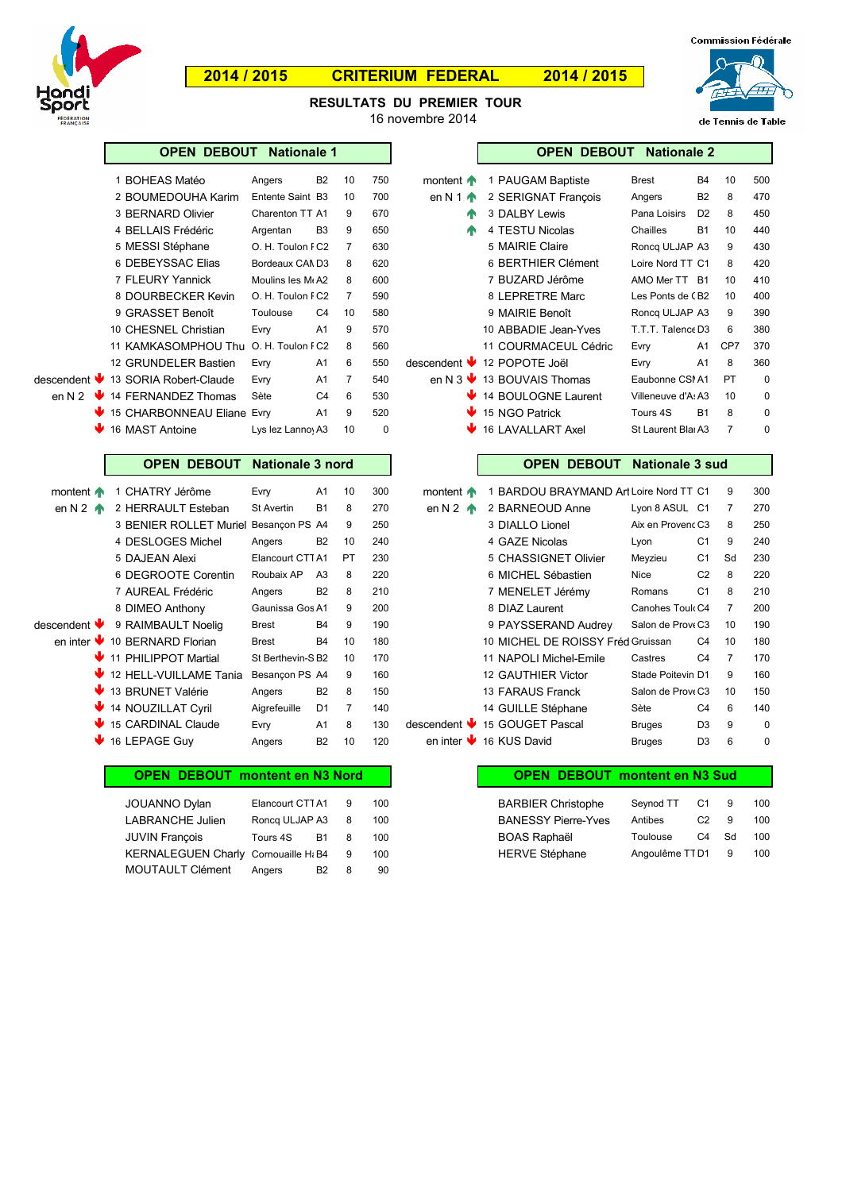# 2014 / 2015 CRITERIUM FEDERAL 2014 / 2015

Commission Fédérale de Tennis de Table

## RESULTATS DU PREMIER TOUR

16 novembre 2014

### OPEN DEBOUT Nationale 1

| | Rang | Nom | Club | Classe | Âge | Points |
|---|---|---|---|---|---|---|
| | 1 | BOHEAS Matéo | Angers | B2 | 10 | 750 |
| | 2 | BOUMEDOUHA Karim | Entente Saint | B3 | 10 | 700 |
| | 3 | BERNARD Olivier | Charenton TT | A1 | 9 | 670 |
| | 4 | BELLAIS Frédéric | Argentan | B3 | 9 | 650 |
| | 5 | MESSI Stéphane | O. H. Toulon F | C2 | 7 | 630 |
| | 6 | DEBEYSSAC Elias | Bordeaux CAM | D3 | 8 | 620 |
| | 7 | FLEURY Yannick | Moulins les Mo | A2 | 8 | 600 |
| | 8 | DOURBECKER Kevin | O. H. Toulon F | C2 | 7 | 590 |
| | 9 | GRASSET Benoît | Toulouse | C4 | 10 | 580 |
| | 10 | CHESNEL Christian | Evry | A1 | 9 | 570 |
| | 11 | KAMKASOMPHOU Thu | O. H. Toulon F | C2 | 8 | 560 |
| | 12 | GRUNDELER Bastien | Evry | A1 | 6 | 550 |
| descendent ↓ | 13 | SORIA Robert-Claude | Evry | A1 | 7 | 540 |
| en N 2 ↓ | 14 | FERNANDEZ Thomas | Sète | C4 | 6 | 530 |
| ↓ | 15 | CHARBONNEAU Eliane | Evry | A1 | 9 | 520 |
| ↓ | 16 | MAST Antoine | Lys lez Lannoy | A3 | 10 | 0 |

### OPEN DEBOUT Nationale 2

| | Rang | Nom | Club | Classe | Âge | Points |
|---|---|---|---|---|---|---|
| montent ↑ | 1 | PAUGAM Baptiste | Brest | B4 | 10 | 500 |
| en N 1 ↑ | 2 | SERIGNAT François | Angers | B2 | 8 | 470 |
| ↑ | 3 | DALBY Lewis | Pana Loisirs | D2 | 8 | 450 |
| ↑ | 4 | TESTU Nicolas | Chailles | B1 | 10 | 440 |
| | 5 | MAIRIE Claire | Roncq ULJAP | A3 | 9 | 430 |
| | 6 | BERTHIER Clément | Loire Nord TT | C1 | 8 | 420 |
| | 7 | BUZARD Jérôme | AMO Mer TT | B1 | 10 | 410 |
| | 8 | LEPRETRE Marc | Les Ponts de C | B2 | 10 | 400 |
| | 9 | MAIRIE Benoît | Roncq ULJAP | A3 | 9 | 390 |
| | 10 | ABBADIE Jean-Yves | T.T.T. Talence | D3 | 6 | 380 |
| | 11 | COURMACEUL Cédric | Evry | A1 | CP7 | 370 |
| descendent ↓ | 12 | POPOTE Joël | Evry | A1 | 8 | 360 |
| en N 3 ↓ | 13 | BOUVAIS Thomas | Eaubonne CSM | A1 | PT | 0 |
| ↓ | 14 | BOULOGNE Laurent | Villeneuve d'As | A3 | 10 | 0 |
| ↓ | 15 | NGO Patrick | Tours 4S | B1 | 8 | 0 |
| ↓ | 16 | LAVALLART Axel | St Laurent Bla | A3 | 7 | 0 |

### OPEN DEBOUT Nationale 3 nord

| | Rang | Nom | Club | Classe | Âge | Points |
|---|---|---|---|---|---|---|
| montent ↑ | 1 | CHATRY Jérôme | Evry | A1 | 10 | 300 |
| en N 2 ↑ | 2 | HERRAULT Esteban | St Avertin | B1 | 8 | 270 |
| | 3 | BENIER ROLLET Muriel | Besançon PS | A4 | 9 | 250 |
| | 4 | DESLOGES Michel | Angers | B2 | 10 | 240 |
| | 5 | DAJEAN Alexi | Elancourt CTT | A1 | PT | 230 |
| | 6 | DEGROOTE Corentin | Roubaix AP | A3 | 8 | 220 |
| | 7 | AUREAL Frédéric | Angers | B2 | 8 | 210 |
| | 8 | DIMEO Anthony | Gaunissa Gos | A1 | 9 | 200 |
| descendent ↓ | 9 | RAIMBAULT Noelig | Brest | B4 | 9 | 190 |
| en inter ↓ | 10 | BERNARD Florian | Brest | B4 | 10 | 180 |
| ↓ | 11 | PHILIPPOT Martial | St Berthevin-S | B2 | 10 | 170 |
| ↓ | 12 | HELL-VUILLAME Tania | Besançon PS | A4 | 9 | 160 |
| ↓ | 13 | BRUNET Valérie | Angers | B2 | 8 | 150 |
| ↓ | 14 | NOUZILLAT Cyril | Aigrefeuille | D1 | 7 | 140 |
| ↓ | 15 | CARDINAL Claude | Evry | A1 | 8 | 130 |
| ↓ | 16 | LEPAGE Guy | Angers | B2 | 10 | 120 |

### OPEN DEBOUT Nationale 3 sud

| | Rang | Nom | Club | Classe | Âge | Points |
|---|---|---|---|---|---|---|
| montent ↑ | 1 | BARDOU BRAYMAND Art | Loire Nord TT | C1 | 9 | 300 |
| en N 2 ↑ | 2 | BARNEOUD Anne | Lyon 8 ASUL | C1 | 7 | 270 |
| | 3 | DIALLO Lionel | Aix en Provenc | C3 | 8 | 250 |
| | 4 | GAZE Nicolas | Lyon | C1 | 9 | 240 |
| | 5 | CHASSIGNET Olivier | Meyzieu | C1 | Sd | 230 |
| | 6 | MICHEL Sébastien | Nice | C2 | 8 | 220 |
| | 7 | MENELET Jérémy | Romans | C1 | 8 | 210 |
| | 8 | DIAZ Laurent | Canohes Toulo | C4 | 7 | 200 |
| | 9 | PAYSSERAND Audrey | Salon de Prov | C3 | 10 | 190 |
| | 10 | MICHEL DE ROISSY Fréd | Gruissan | C4 | 10 | 180 |
| | 11 | NAPOLI Michel-Emile | Castres | C4 | 7 | 170 |
| | 12 | GAUTHIER Victor | Stade Poitevin | D1 | 9 | 160 |
| | 13 | FARAUS Franck | Salon de Prov | C3 | 10 | 150 |
| | 14 | GUILLE Stéphane | Sète | C4 | 6 | 140 |
| descendent ↓ | 15 | GOUGET Pascal | Bruges | D3 | 9 | 0 |
| en inter ↓ | 16 | KUS David | Bruges | D3 | 6 | 0 |

### OPEN DEBOUT montent en N3 Nord

| Nom | Club | Classe | Âge | Points |
|---|---|---|---|---|
| JOUANNO Dylan | Elancourt CTT | A1 | 9 | 100 |
| LABRANCHE Julien | Roncq ULJAP | A3 | 8 | 100 |
| JUVIN François | Tours 4S | B1 | 8 | 100 |
| KERNALEGUEN Charly | Cornouaille Ha | B4 | 9 | 100 |
| MOUTAULT Clément | Angers | B2 | 8 | 90 |

### OPEN DEBOUT montent en N3 Sud

| Nom | Club | Classe | Âge | Points |
|---|---|---|---|---|
| BARBIER Christophe | Seynod TT | C1 | 9 | 100 |
| BANESSY Pierre-Yves | Antibes | C2 | 9 | 100 |
| BOAS Raphaël | Toulouse | C4 | Sd | 100 |
| HERVE Stéphane | Angoulême TT | D1 | 9 | 100 |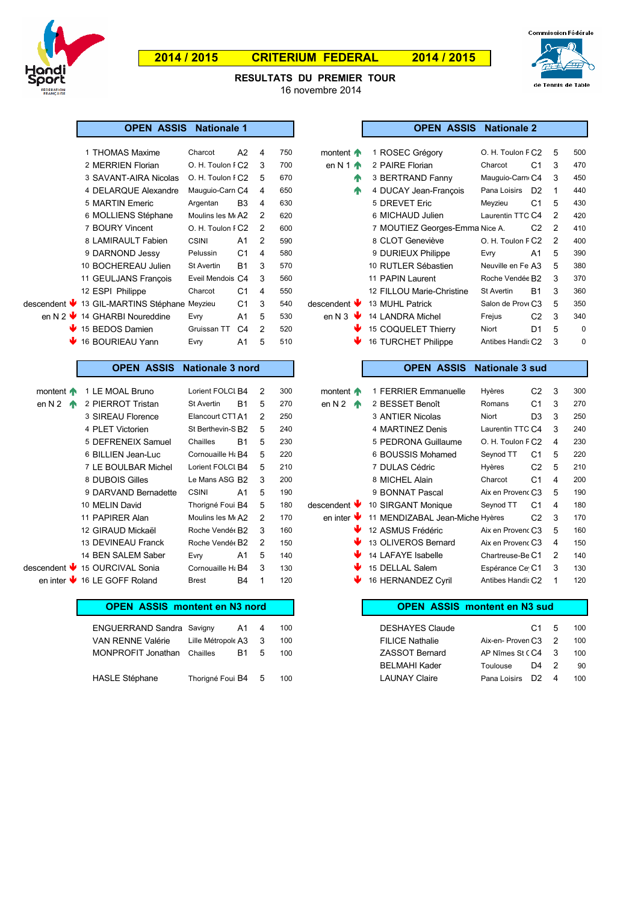# 2014 / 2015 CRITERIUM FEDERAL 2014 / 2015

## RESULTATS DU PREMIER TOUR

16 novembre 2014

### OPEN ASSIS Nationale 1

| | Rang | Nom | Club | Cl. | Cat. | Points |
|---|---|---|---|---|---|---|
| | 1 | THOMAS Maxime | Charcot | A2 | 4 | 750 |
| | 2 | MERRIEN Florian | O. H. Toulon F | C2 | 3 | 700 |
| | 3 | SAVANT-AIRA Nicolas | O. H. Toulon F | C2 | 5 | 670 |
| | 4 | DELARQUE Alexandre | Mauguio-Carn | C4 | 4 | 650 |
| | 5 | MARTIN Emeric | Argentan | B3 | 4 | 630 |
| | 6 | MOLLIENS Stéphane | Moulins les Mo | A2 | 2 | 620 |
| | 7 | BOURY Vincent | O. H. Toulon F | C2 | 2 | 600 |
| | 8 | LAMIRAULT Fabien | CSINI | A1 | 2 | 590 |
| | 9 | DARNOND Jessy | Pelussin | C1 | 4 | 580 |
| | 10 | BOCHEREAU Julien | St Avertin | B1 | 3 | 570 |
| | 11 | GEULJANS François | Eveil Mendois | C4 | 3 | 560 |
| | 12 | ESPI Philippe | Charcot | C1 | 4 | 550 |
| descendent ↓ | 13 | GIL-MARTINS Stéphane | Meyzieu | C1 | 3 | 540 |
| en N 2 ↓ | 14 | GHARBI Noureddine | Evry | A1 | 5 | 530 |
| ↓ | 15 | BEDOS Damien | Gruissan TT | C4 | 2 | 520 |
| ↓ | 16 | BOURIEAU Yann | Evry | A1 | 5 | 510 |

### OPEN ASSIS Nationale 2

| | Rang | Nom | Club | Cl. | Cat. | Points |
|---|---|---|---|---|---|---|
| montent ↑ | 1 | ROSEC Grégory | O. H. Toulon F | C2 | 5 | 500 |
| en N 1 ↑ | 2 | PAIRE Florian | Charcot | C1 | 3 | 470 |
| ↑ | 3 | BERTRAND Fanny | Mauguio-Carn | C4 | 3 | 450 |
| ↑ | 4 | DUCAY Jean-François | Pana Loisirs | D2 | 1 | 440 |
| | 5 | DREVET Eric | Meyzieu | C1 | 5 | 430 |
| | 6 | MICHAUD Julien | Laurentin TTC | C4 | 2 | 420 |
| | 7 | MOUTIEZ Georges-Emma | Nice A. | C2 | 2 | 410 |
| | 8 | CLOT Geneviève | O. H. Toulon F | C2 | 2 | 400 |
| | 9 | DURIEUX Philippe | Evry | A1 | 5 | 390 |
| | 10 | RUTLER Sébastien | Neuville en Fe | A3 | 5 | 380 |
| | 11 | PAPIN Laurent | Roche Vendée | B2 | 3 | 370 |
| | 12 | FILLOU Marie-Christine | St Avertin | B1 | 3 | 360 |
| descendent ↓ | 13 | MUHL Patrick | Salon de Prov | C3 | 5 | 350 |
| en N 3 ↓ | 14 | LANDRA Michel | Frejus | C2 | 3 | 340 |
| ↓ | 15 | COQUELET Thierry | Niort | D1 | 5 | 0 |
| ↓ | 16 | TURCHET Philippe | Antibes Handi | C2 | 3 | 0 |

### OPEN ASSIS Nationale 3 nord

| | Rang | Nom | Club | Cl. | Cat. | Points |
|---|---|---|---|---|---|---|
| montent ↑ | 1 | LE MOAL Bruno | Lorient FOLCL | B4 | 2 | 300 |
| en N 2 ↑ | 2 | PIERROT Tristan | St Avertin | B1 | 5 | 270 |
| | 3 | SIREAU Florence | Elancourt CTT | A1 | 2 | 250 |
| | 4 | PLET Victorien | St Berthevin-S | B2 | 5 | 240 |
| | 5 | DEFRENEIX Samuel | Chailles | B1 | 5 | 230 |
| | 6 | BILLIEN Jean-Luc | Cornouaille Ha | B4 | 5 | 220 |
| | 7 | LE BOULBAR Michel | Lorient FOLCL | B4 | 5 | 210 |
| | 8 | DUBOIS Gilles | Le Mans ASG | B2 | 3 | 200 |
| | 9 | DARVAND Bernadette | CSINI | A1 | 5 | 190 |
| | 10 | MELIN David | Thorigné Foui | B4 | 5 | 180 |
| | 11 | PAPIRER Alan | Moulins les Mo | A2 | 2 | 170 |
| | 12 | GIRAUD Mickaël | Roche Vendée | B2 | 3 | 160 |
| | 13 | DEVINEAU Franck | Roche Vendée | B2 | 2 | 150 |
| | 14 | BEN SALEM Saber | Evry | A1 | 5 | 140 |
| descendent ↓ | 15 | OURCIVAL Sonia | Cornouaille Ha | B4 | 3 | 130 |
| en inter ↓ | 16 | LE GOFF Roland | Brest | B4 | 1 | 120 |

### OPEN ASSIS Nationale 3 sud

| | Rang | Nom | Club | Cl. | Cat. | Points |
|---|---|---|---|---|---|---|
| montent ↑ | 1 | FERRIER Emmanuelle | Hyères | C2 | 3 | 300 |
| en N 2 ↑ | 2 | BESSET Benoît | Romans | C1 | 3 | 270 |
| | 3 | ANTIER Nicolas | Niort | D3 | 3 | 250 |
| | 4 | MARTINEZ Denis | Laurentin TTC | C4 | 3 | 240 |
| | 5 | PEDRONA Guillaume | O. H. Toulon F | C2 | 4 | 230 |
| | 6 | BOUSSIS Mohamed | Seynod TT | C1 | 5 | 220 |
| | 7 | DULAS Cédric | Hyères | C2 | 5 | 210 |
| | 8 | MICHEL Alain | Charcot | C1 | 4 | 200 |
| | 9 | BONNAT Pascal | Aix en Provenc | C3 | 5 | 190 |
| descendent ↓ | 10 | SIRGANT Monique | Seynod TT | C1 | 4 | 180 |
| en inter ↓ | 11 | MENDIZABAL Jean-Miche | Hyères | C2 | 3 | 170 |
| ↓ | 12 | ASMUS Frédéric | Aix en Provenc | C3 | 5 | 160 |
| ↓ | 13 | OLIVEROS Bernard | Aix en Provenc | C3 | 4 | 150 |
| ↓ | 14 | LAFAYE Isabelle | Chartreuse-Be | C1 | 2 | 140 |
| ↓ | 15 | DELLAL Salem | Espérance Ce | C1 | 3 | 130 |
| ↓ | 16 | HERNANDEZ Cyril | Antibes Handi | C2 | 1 | 120 |

### OPEN ASSIS montent en N3 nord

| Nom | Club | Cl. | Cat. | Points |
|---|---|---|---|---|
| ENGUERRAND Sandra | Savigny | A1 | 4 | 100 |
| VAN RENNE Valérie | Lille Métropole | A3 | 3 | 100 |
| MONPROFIT Jonathan | Chailles | B1 | 5 | 100 |
| | | | | |
| HASLE Stéphane | Thorigné Foui | B4 | 5 | 100 |

### OPEN ASSIS montent en N3 sud

| Nom | Club | Cl. | Cat. | Points |
|---|---|---|---|---|
| DESHAYES Claude | | C1 | 5 | 100 |
| FILICE Nathalie | Aix-en- Proven | C3 | 2 | 100 |
| ZASSOT Bernard | AP Nîmes St C | C4 | 3 | 100 |
| BELMAHI Kader | Toulouse | D4 | 2 | 90 |
| LAUNAY Claire | Pana Loisirs | D2 | 4 | 100 |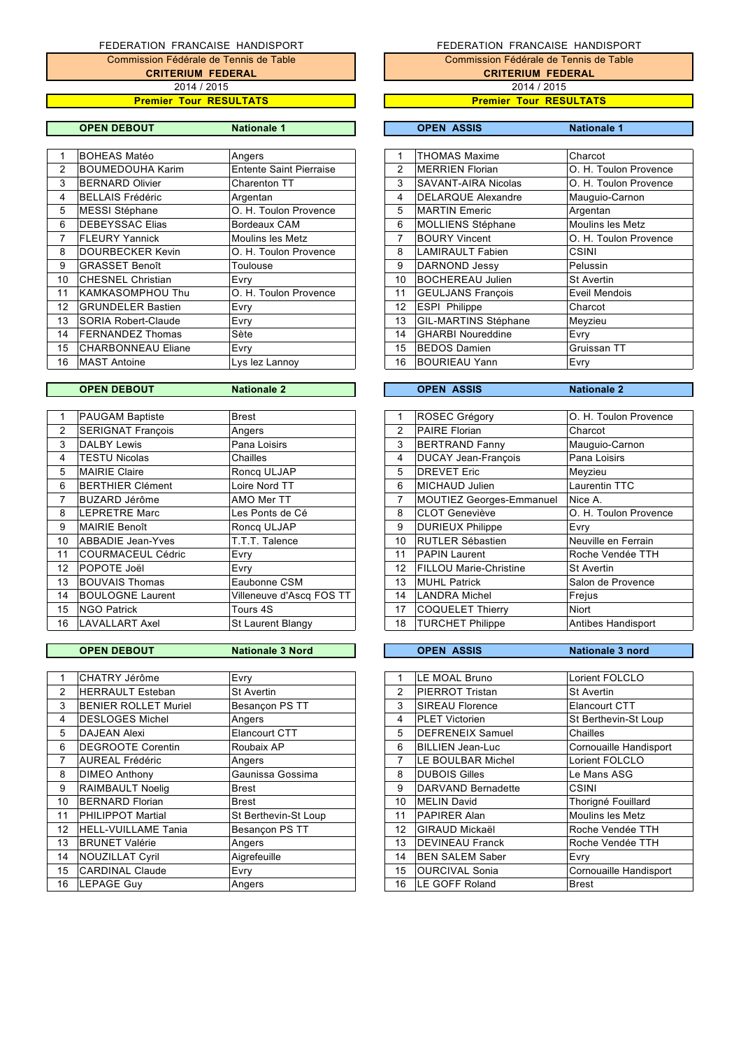FEDERATION FRANCAISE HANDISPORT

Commission Fédérale de Tennis de Table

**CRITERIUM FEDERAL**

2014 / 2015

**Premier Tour RESULTATS**

| **OPEN DEBOUT** | | **Nationale 1** |
|---|---|---|
| 1 | BOHEAS Matéo | Angers |
| 2 | BOUMEDOUHA Karim | Entente Saint Pierraise |
| 3 | BERNARD Olivier | Charenton TT |
| 4 | BELLAIS Frédéric | Argentan |
| 5 | MESSI Stéphane | O. H. Toulon Provence |
| 6 | DEBEYSSAC Elias | Bordeaux CAM |
| 7 | FLEURY Yannick | Moulins les Metz |
| 8 | DOURBECKER Kevin | O. H. Toulon Provence |
| 9 | GRASSET Benoît | Toulouse |
| 10 | CHESNEL Christian | Evry |
| 11 | KAMKASOMPHOU Thu | O. H. Toulon Provence |
| 12 | GRUNDELER Bastien | Evry |
| 13 | SORIA Robert-Claude | Evry |
| 14 | FERNANDEZ Thomas | Sète |
| 15 | CHARBONNEAU Eliane | Evry |
| 16 | MAST Antoine | Lys lez Lannoy |

| **OPEN DEBOUT** | | **Nationale 2** |
|---|---|---|
| 1 | PAUGAM Baptiste | Brest |
| 2 | SERIGNAT François | Angers |
| 3 | DALBY Lewis | Pana Loisirs |
| 4 | TESTU Nicolas | Chailles |
| 5 | MAIRIE Claire | Roncq ULJAP |
| 6 | BERTHIER Clément | Loire Nord TT |
| 7 | BUZARD Jérôme | AMO Mer TT |
| 8 | LEPRETRE Marc | Les Ponts de Cé |
| 9 | MAIRIE Benoît | Roncq ULJAP |
| 10 | ABBADIE Jean-Yves | T.T.T. Talence |
| 11 | COURMACEUL Cédric | Evry |
| 12 | POPOTE Joël | Evry |
| 13 | BOUVAIS Thomas | Eaubonne CSM |
| 14 | BOULOGNE Laurent | Villeneuve d'Ascq FOS TT |
| 15 | NGO Patrick | Tours 4S |
| 16 | LAVALLART Axel | St Laurent Blangy |

| **OPEN DEBOUT** | | **Nationale 3 Nord** |
|---|---|---|
| 1 | CHATRY Jérôme | Evry |
| 2 | HERRAULT Esteban | St Avertin |
| 3 | BENIER ROLLET Muriel | Besançon PS TT |
| 4 | DESLOGES Michel | Angers |
| 5 | DAJEAN Alexi | Elancourt CTT |
| 6 | DEGROOTE Corentin | Roubaix AP |
| 7 | AUREAL Frédéric | Angers |
| 8 | DIMEO Anthony | Gaunissa Gossima |
| 9 | RAIMBAULT Noelig | Brest |
| 10 | BERNARD Florian | Brest |
| 11 | PHILIPPOT Martial | St Berthevin-St Loup |
| 12 | HELL-VUILLAME Tania | Besançon PS TT |
| 13 | BRUNET Valérie | Angers |
| 14 | NOUZILLAT Cyril | Aigrefeuille |
| 15 | CARDINAL Claude | Evry |
| 16 | LEPAGE Guy | Angers |

FEDERATION FRANCAISE HANDISPORT

Commission Fédérale de Tennis de Table

**CRITERIUM FEDERAL**

2014 / 2015

**Premier Tour RESULTATS**

| **OPEN ASSIS** | | **Nationale 1** |
|---|---|---|
| 1 | THOMAS Maxime | Charcot |
| 2 | MERRIEN Florian | O. H. Toulon Provence |
| 3 | SAVANT-AIRA Nicolas | O. H. Toulon Provence |
| 4 | DELARQUE Alexandre | Mauguio-Carnon |
| 5 | MARTIN Emeric | Argentan |
| 6 | MOLLIENS Stéphane | Moulins les Metz |
| 7 | BOURY Vincent | O. H. Toulon Provence |
| 8 | LAMIRAULT Fabien | CSINI |
| 9 | DARNOND Jessy | Pelussin |
| 10 | BOCHEREAU Julien | St Avertin |
| 11 | GEULJANS François | Eveil Mendois |
| 12 | ESPI Philippe | Charcot |
| 13 | GIL-MARTINS Stéphane | Meyzieu |
| 14 | GHARBI Noureddine | Evry |
| 15 | BEDOS Damien | Gruissan TT |
| 16 | BOURIEAU Yann | Evry |

| **OPEN ASSIS** | | **Nationale 2** |
|---|---|---|
| 1 | ROSEC Grégory | O. H. Toulon Provence |
| 2 | PAIRE Florian | Charcot |
| 3 | BERTRAND Fanny | Mauguio-Carnon |
| 4 | DUCAY Jean-François | Pana Loisirs |
| 5 | DREVET Eric | Meyzieu |
| 6 | MICHAUD Julien | Laurentin TTC |
| 7 | MOUTIEZ Georges-Emmanuel | Nice A. |
| 8 | CLOT Geneviève | O. H. Toulon Provence |
| 9 | DURIEUX Philippe | Evry |
| 10 | RUTLER Sébastien | Neuville en Ferrain |
| 11 | PAPIN Laurent | Roche Vendée TTH |
| 12 | FILLOU Marie-Christine | St Avertin |
| 13 | MUHL Patrick | Salon de Provence |
| 14 | LANDRA Michel | Frejus |
| 17 | COQUELET Thierry | Niort |
| 18 | TURCHET Philippe | Antibes Handisport |

| **OPEN ASSIS** | | **Nationale 3 nord** |
|---|---|---|
| 1 | LE MOAL Bruno | Lorient FOLCLO |
| 2 | PIERROT Tristan | St Avertin |
| 3 | SIREAU Florence | Elancourt CTT |
| 4 | PLET Victorien | St Berthevin-St Loup |
| 5 | DEFRENEIX Samuel | Chailles |
| 6 | BILLIEN Jean-Luc | Cornouaille Handisport |
| 7 | LE BOULBAR Michel | Lorient FOLCLO |
| 8 | DUBOIS Gilles | Le Mans ASG |
| 9 | DARVAND Bernadette | CSINI |
| 10 | MELIN David | Thorigné Fouillard |
| 11 | PAPIRER Alan | Moulins les Metz |
| 12 | GIRAUD Mickaël | Roche Vendée TTH |
| 13 | DEVINEAU Franck | Roche Vendée TTH |
| 14 | BEN SALEM Saber | Evry |
| 15 | OURCIVAL Sonia | Cornouaille Handisport |
| 16 | LE GOFF Roland | Brest |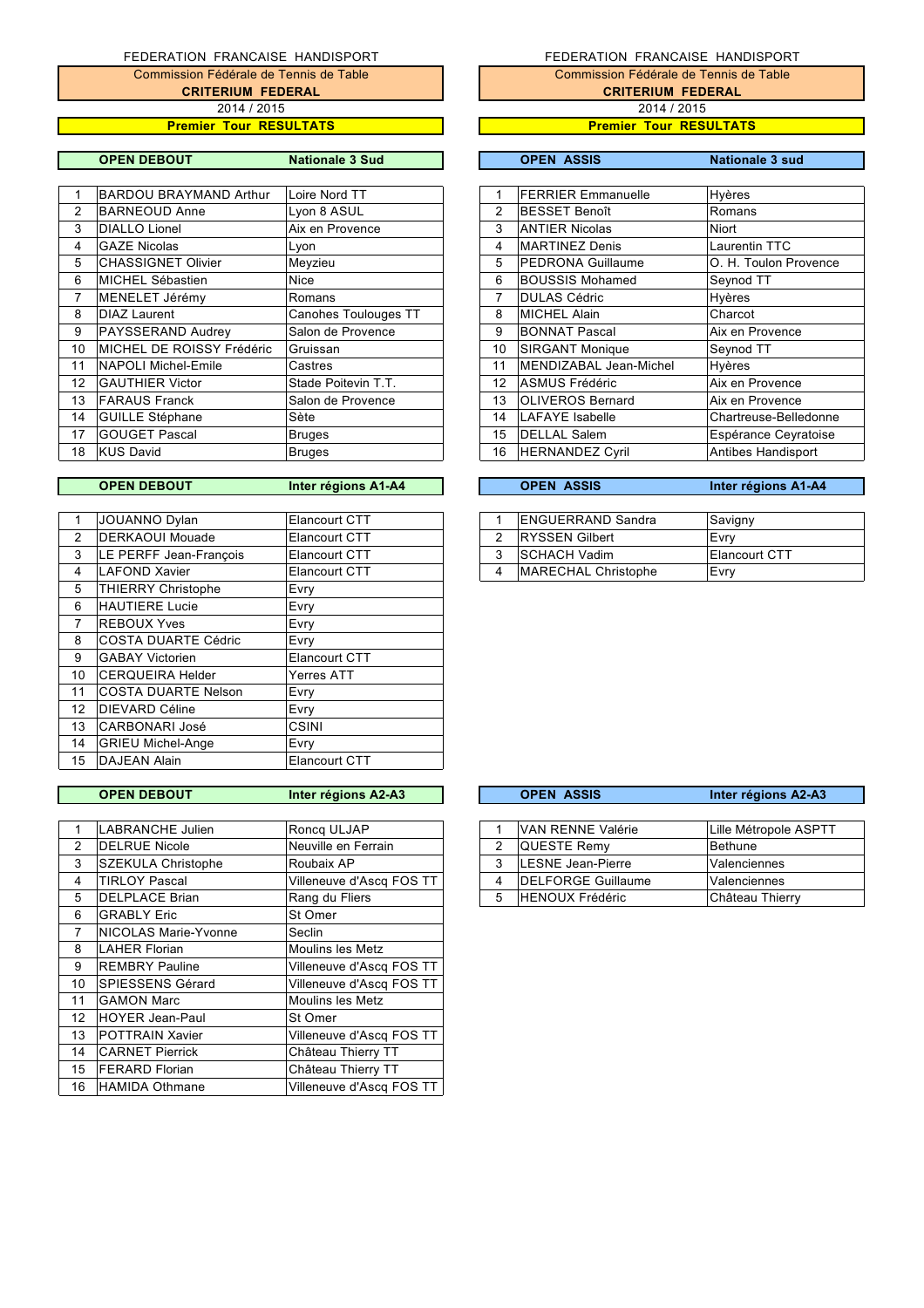FEDERATION FRANCAISE HANDISPORT

Commission Fédérale de Tennis de Table

**CRITERIUM FEDERAL**

2014 / 2015

**Premier Tour RESULTATS**

| **OPEN DEBOUT** | | **Nationale 3 Sud** |
|---|---|---|
| 1 | BARDOU BRAYMAND Arthur | Loire Nord TT |
| 2 | BARNEOUD Anne | Lyon 8 ASUL |
| 3 | DIALLO Lionel | Aix en Provence |
| 4 | GAZE Nicolas | Lyon |
| 5 | CHASSIGNET Olivier | Meyzieu |
| 6 | MICHEL Sébastien | Nice |
| 7 | MENELET Jérémy | Romans |
| 8 | DIAZ Laurent | Canohes Toulouges TT |
| 9 | PAYSSERAND Audrey | Salon de Provence |
| 10 | MICHEL DE ROISSY Frédéric | Gruissan |
| 11 | NAPOLI Michel-Emile | Castres |
| 12 | GAUTHIER Victor | Stade Poitevin T.T. |
| 13 | FARAUS Franck | Salon de Provence |
| 14 | GUILLE Stéphane | Sète |
| 17 | GOUGET Pascal | Bruges |
| 18 | KUS David | Bruges |

| **OPEN DEBOUT** | | **Inter régions A1-A4** |
|---|---|---|
| 1 | JOUANNO Dylan | Elancourt CTT |
| 2 | DERKAOUI Mouade | Elancourt CTT |
| 3 | LE PERFF Jean-François | Elancourt CTT |
| 4 | LAFOND Xavier | Elancourt CTT |
| 5 | THIERRY Christophe | Evry |
| 6 | HAUTIERE Lucie | Evry |
| 7 | REBOUX Yves | Evry |
| 8 | COSTA DUARTE Cédric | Evry |
| 9 | GABAY Victorien | Elancourt CTT |
| 10 | CERQUEIRA Helder | Yerres ATT |
| 11 | COSTA DUARTE Nelson | Evry |
| 12 | DIEVARD Céline | Evry |
| 13 | CARBONARI José | CSINI |
| 14 | GRIEU Michel-Ange | Evry |
| 15 | DAJEAN Alain | Elancourt CTT |

| **OPEN DEBOUT** | | **Inter régions A2-A3** |
|---|---|---|
| 1 | LABRANCHE Julien | Roncq ULJAP |
| 2 | DELRUE Nicole | Neuville en Ferrain |
| 3 | SZEKULA Christophe | Roubaix AP |
| 4 | TIRLOY Pascal | Villeneuve d'Ascq FOS TT |
| 5 | DELPLACE Brian | Rang du Fliers |
| 6 | GRABLY Eric | St Omer |
| 7 | NICOLAS Marie-Yvonne | Seclin |
| 8 | LAHER Florian | Moulins les Metz |
| 9 | REMBRY Pauline | Villeneuve d'Ascq FOS TT |
| 10 | SPIESSENS Gérard | Villeneuve d'Ascq FOS TT |
| 11 | GAMON Marc | Moulins les Metz |
| 12 | HOYER Jean-Paul | St Omer |
| 13 | POTTRAIN Xavier | Villeneuve d'Ascq FOS TT |
| 14 | CARNET Pierrick | Château Thierry TT |
| 15 | FERARD Florian | Château Thierry TT |
| 16 | HAMIDA Othmane | Villeneuve d'Ascq FOS TT |

FEDERATION FRANCAISE HANDISPORT

Commission Fédérale de Tennis de Table

**CRITERIUM FEDERAL**

2014 / 2015

**Premier Tour RESULTATS**

| **OPEN ASSIS** | | **Nationale 3 sud** |
|---|---|---|
| 1 | FERRIER Emmanuelle | Hyères |
| 2 | BESSET Benoît | Romans |
| 3 | ANTIER Nicolas | Niort |
| 4 | MARTINEZ Denis | Laurentin TTC |
| 5 | PEDRONA Guillaume | O. H. Toulon Provence |
| 6 | BOUSSIS Mohamed | Seynod TT |
| 7 | DULAS Cédric | Hyères |
| 8 | MICHEL Alain | Charcot |
| 9 | BONNAT Pascal | Aix en Provence |
| 10 | SIRGANT Monique | Seynod TT |
| 11 | MENDIZABAL Jean-Michel | Hyères |
| 12 | ASMUS Frédéric | Aix en Provence |
| 13 | OLIVEROS Bernard | Aix en Provence |
| 14 | LAFAYE Isabelle | Chartreuse-Belledonne |
| 15 | DELLAL Salem | Espérance Ceyratoise |
| 16 | HERNANDEZ Cyril | Antibes Handisport |

| **OPEN ASSIS** | | **Inter régions A1-A4** |
|---|---|---|
| 1 | ENGUERRAND Sandra | Savigny |
| 2 | RYSSEN Gilbert | Evry |
| 3 | SCHACH Vadim | Elancourt CTT |
| 4 | MARECHAL Christophe | Evry |

| **OPEN ASSIS** | | **Inter régions A2-A3** |
|---|---|---|
| 1 | VAN RENNE Valérie | Lille Métropole ASPTT |
| 2 | QUESTE Remy | Bethune |
| 3 | LESNE Jean-Pierre | Valenciennes |
| 4 | DELFORGE Guillaume | Valenciennes |
| 5 | HENOUX Frédéric | Château Thierry |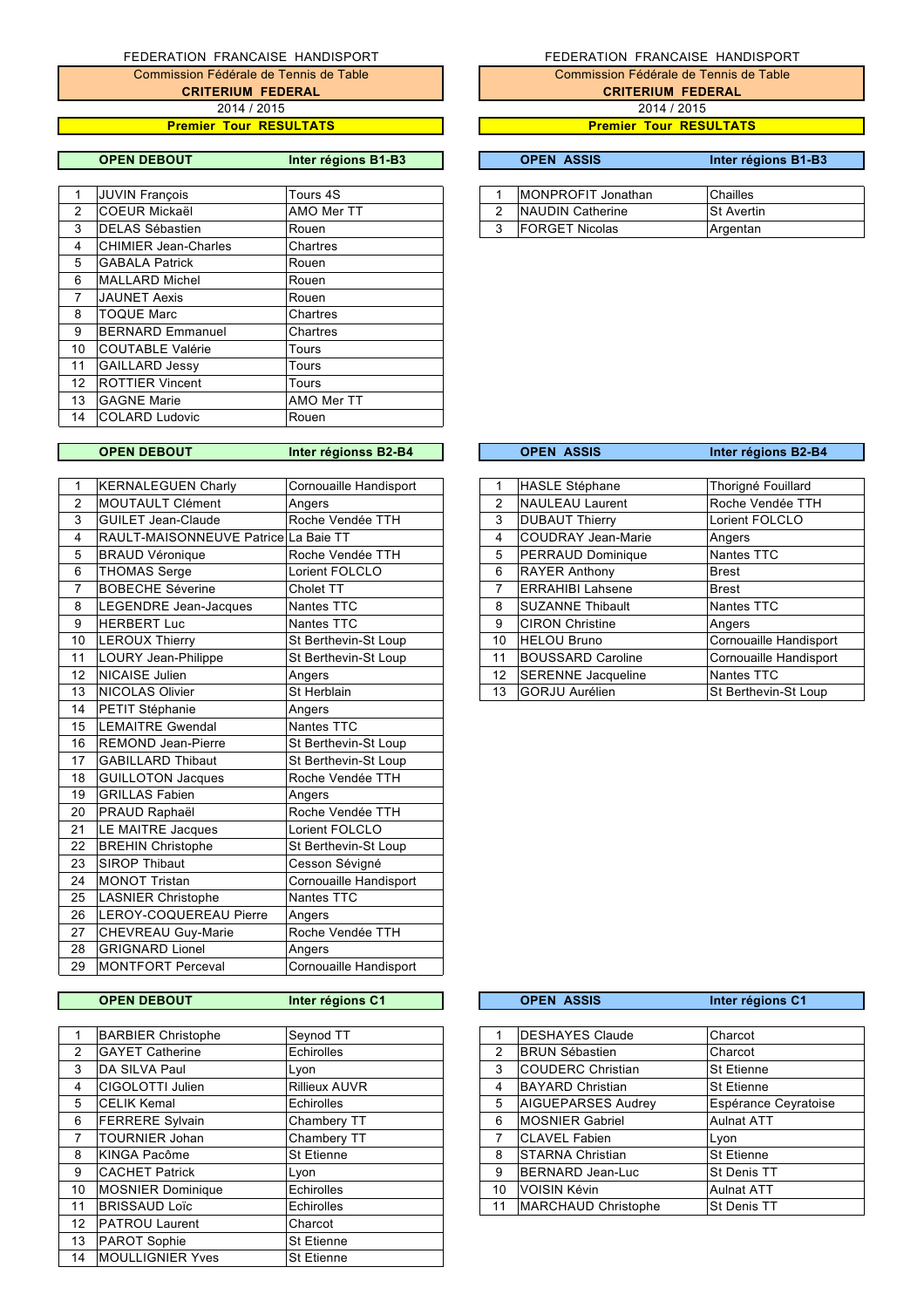FEDERATION FRANCAISE HANDISPORT

Commission Fédérale de Tennis de Table

**CRITERIUM FEDERAL**

2014 / 2015

**Premier Tour RESULTATS**

| **OPEN DEBOUT** | | **Inter régions B1-B3** |
|---|---|---|
| 1 | JUVIN François | Tours 4S |
| 2 | COEUR Mickaël | AMO Mer TT |
| 3 | DELAS Sébastien | Rouen |
| 4 | CHIMIER Jean-Charles | Chartres |
| 5 | GABALA Patrick | Rouen |
| 6 | MALLARD Michel | Rouen |
| 7 | JAUNET Aexis | Rouen |
| 8 | TOQUE Marc | Chartres |
| 9 | BERNARD Emmanuel | Chartres |
| 10 | COUTABLE Valérie | Tours |
| 11 | GAILLARD Jessy | Tours |
| 12 | ROTTIER Vincent | Tours |
| 13 | GAGNE Marie | AMO Mer TT |
| 14 | COLARD Ludovic | Rouen |

| **OPEN DEBOUT** | | **Inter régionss B2-B4** |
|---|---|---|
| 1 | KERNALEGUEN Charly | Cornouaille Handisport |
| 2 | MOUTAULT Clément | Angers |
| 3 | GUILET Jean-Claude | Roche Vendée TTH |
| 4 | RAULT-MAISONNEUVE Patrice | La Baie TT |
| 5 | BRAUD Véronique | Roche Vendée TTH |
| 6 | THOMAS Serge | Lorient FOLCLO |
| 7 | BOBECHE Séverine | Cholet TT |
| 8 | LEGENDRE Jean-Jacques | Nantes TTC |
| 9 | HERBERT Luc | Nantes TTC |
| 10 | LEROUX Thierry | St Berthevin-St Loup |
| 11 | LOURY Jean-Philippe | St Berthevin-St Loup |
| 12 | NICAISE Julien | Angers |
| 13 | NICOLAS Olivier | St Herblain |
| 14 | PETIT Stéphanie | Angers |
| 15 | LEMAITRE Gwendal | Nantes TTC |
| 16 | REMOND Jean-Pierre | St Berthevin-St Loup |
| 17 | GABILLARD Thibaut | St Berthevin-St Loup |
| 18 | GUILLOTON Jacques | Roche Vendée TTH |
| 19 | GRILLAS Fabien | Angers |
| 20 | PRAUD Raphaël | Roche Vendée TTH |
| 21 | LE MAITRE Jacques | Lorient FOLCLO |
| 22 | BREHIN Christophe | St Berthevin-St Loup |
| 23 | SIROP Thibaut | Cesson Sévigné |
| 24 | MONOT Tristan | Cornouaille Handisport |
| 25 | LASNIER Christophe | Nantes TTC |
| 26 | LEROY-COQUEREAU Pierre | Angers |
| 27 | CHEVREAU Guy-Marie | Roche Vendée TTH |
| 28 | GRIGNARD Lionel | Angers |
| 29 | MONTFORT Perceval | Cornouaille Handisport |

| **OPEN DEBOUT** | | **Inter régions C1** |
|---|---|---|
| 1 | BARBIER Christophe | Seynod TT |
| 2 | GAYET Catherine | Echirolles |
| 3 | DA SILVA Paul | Lyon |
| 4 | CIGOLOTTI Julien | Rillieux AUVR |
| 5 | CELIK Kemal | Echirolles |
| 6 | FERRERE Sylvain | Chambery TT |
| 7 | TOURNIER Johan | Chambery TT |
| 8 | KINGA Pacôme | St Etienne |
| 9 | CACHET Patrick | Lyon |
| 10 | MOSNIER Dominique | Echirolles |
| 11 | BRISSAUD Loïc | Echirolles |
| 12 | PATROU Laurent | Charcot |
| 13 | PAROT Sophie | St Etienne |
| 14 | MOULLIGNIER Yves | St Etienne |

FEDERATION FRANCAISE HANDISPORT

Commission Fédérale de Tennis de Table

**CRITERIUM FEDERAL**

2014 / 2015

**Premier Tour RESULTATS**

| **OPEN ASSIS** | | **Inter régions B1-B3** |
|---|---|---|
| 1 | MONPROFIT Jonathan | Chailles |
| 2 | NAUDIN Catherine | St Avertin |
| 3 | FORGET Nicolas | Argentan |

| **OPEN ASSIS** | | **Inter régions B2-B4** |
|---|---|---|
| 1 | HASLE Stéphane | Thorigné Fouillard |
| 2 | NAULEAU Laurent | Roche Vendée TTH |
| 3 | DUBAUT Thierry | Lorient FOLCLO |
| 4 | COUDRAY Jean-Marie | Angers |
| 5 | PERRAUD Dominique | Nantes TTC |
| 6 | RAYER Anthony | Brest |
| 7 | ERRAHIBI Lahsene | Brest |
| 8 | SUZANNE Thibault | Nantes TTC |
| 9 | CIRON Christine | Angers |
| 10 | HELOU Bruno | Cornouaille Handisport |
| 11 | BOUSSARD Caroline | Cornouaille Handisport |
| 12 | SERENNE Jacqueline | Nantes TTC |
| 13 | GORJU Aurélien | St Berthevin-St Loup |

| **OPEN ASSIS** | | **Inter régions C1** |
|---|---|---|
| 1 | DESHAYES Claude | Charcot |
| 2 | BRUN Sébastien | Charcot |
| 3 | COUDERC Christian | St Etienne |
| 4 | BAYARD Christian | St Etienne |
| 5 | AIGUEPARSES Audrey | Espérance Ceyratoise |
| 6 | MOSNIER Gabriel | Aulnat ATT |
| 7 | CLAVEL Fabien | Lyon |
| 8 | STARNA Christian | St Etienne |
| 9 | BERNARD Jean-Luc | St Denis TT |
| 10 | VOISIN Kévin | Aulnat ATT |
| 11 | MARCHAUD Christophe | St Denis TT |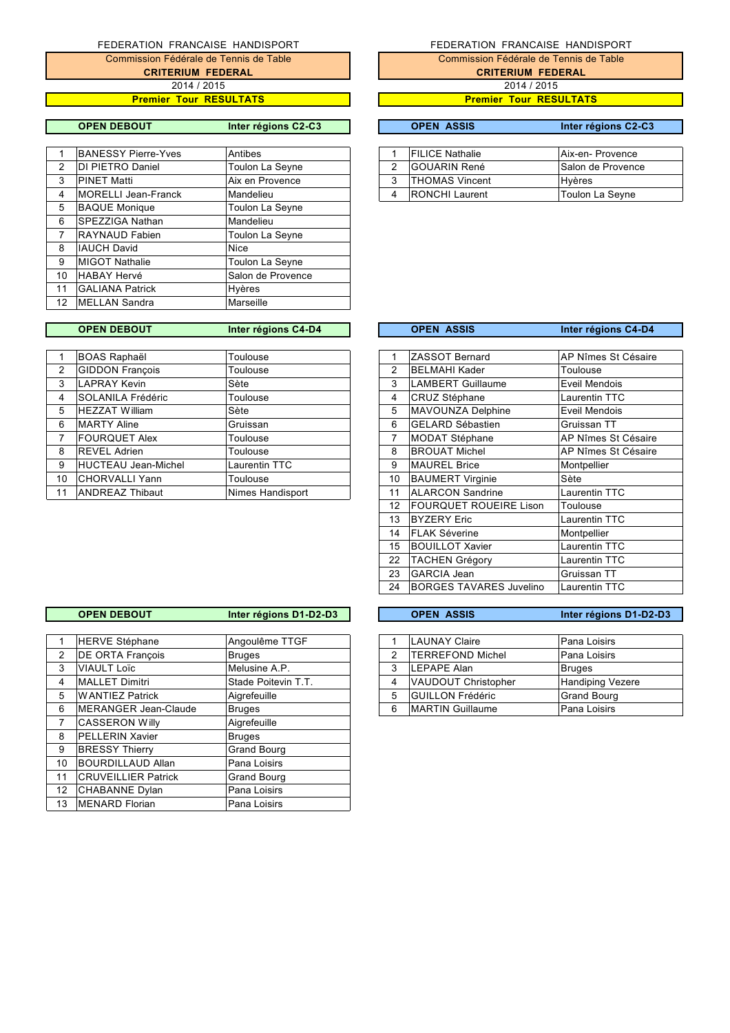FEDERATION FRANCAISE HANDISPORT

Commission Fédérale de Tennis de Table

**CRITERIUM FEDERAL**

2014 / 2015

**Premier Tour RESULTATS**

## OPEN DEBOUT — Inter régions C2-C3

| | | |
|---|---|---|
| 1 | BANESSY Pierre-Yves | Antibes |
| 2 | DI PIETRO Daniel | Toulon La Seyne |
| 3 | PINET Matti | Aix en Provence |
| 4 | MORELLI Jean-Franck | Mandelieu |
| 5 | BAQUE Monique | Toulon La Seyne |
| 6 | SPEZZIGA Nathan | Mandelieu |
| 7 | RAYNAUD Fabien | Toulon La Seyne |
| 8 | IAUCH David | Nice |
| 9 | MIGOT Nathalie | Toulon La Seyne |
| 10 | HABAY Hervé | Salon de Provence |
| 11 | GALIANA Patrick | Hyères |
| 12 | MELLAN Sandra | Marseille |

## OPEN DEBOUT — Inter régions C4-D4

| | | |
|---|---|---|
| 1 | BOAS Raphaël | Toulouse |
| 2 | GIDDON François | Toulouse |
| 3 | LAPRAY Kevin | Sète |
| 4 | SOLANILA Frédéric | Toulouse |
| 5 | HEZZAT William | Sète |
| 6 | MARTY Aline | Gruissan |
| 7 | FOURQUET Alex | Toulouse |
| 8 | REVEL Adrien | Toulouse |
| 9 | HUCTEAU Jean-Michel | Laurentin TTC |
| 10 | CHORVALLI Yann | Toulouse |
| 11 | ANDREAZ Thibaut | Nimes Handisport |

## OPEN DEBOUT — Inter régions D1-D2-D3

| | | |
|---|---|---|
| 1 | HERVE Stéphane | Angoulême TTGF |
| 2 | DE ORTA François | Bruges |
| 3 | VIAULT Loïc | Melusine A.P. |
| 4 | MALLET Dimitri | Stade Poitevin T.T. |
| 5 | WANTIEZ Patrick | Aigrefeuille |
| 6 | MERANGER Jean-Claude | Bruges |
| 7 | CASSERON Willy | Aigrefeuille |
| 8 | PELLERIN Xavier | Bruges |
| 9 | BRESSY Thierry | Grand Bourg |
| 10 | BOURDILLAUD Allan | Pana Loisirs |
| 11 | CRUVEILLIER Patrick | Grand Bourg |
| 12 | CHABANNE Dylan | Pana Loisirs |
| 13 | MENARD Florian | Pana Loisirs |

FEDERATION FRANCAISE HANDISPORT

Commission Fédérale de Tennis de Table

**CRITERIUM FEDERAL**

2014 / 2015

**Premier Tour RESULTATS**

## OPEN ASSIS — Inter régions C2-C3

| | | |
|---|---|---|
| 1 | FILICE Nathalie | Aix-en- Provence |
| 2 | GOUARIN René | Salon de Provence |
| 3 | THOMAS Vincent | Hyères |
| 4 | RONCHI Laurent | Toulon La Seyne |

## OPEN ASSIS — Inter régions C4-D4

| | | |
|---|---|---|
| 1 | ZASSOT Bernard | AP Nîmes St Césaire |
| 2 | BELMAHI Kader | Toulouse |
| 3 | LAMBERT Guillaume | Eveil Mendois |
| 4 | CRUZ Stéphane | Laurentin TTC |
| 5 | MAVOUNZA Delphine | Eveil Mendois |
| 6 | GELARD Sébastien | Gruissan TT |
| 7 | MODAT Stéphane | AP Nîmes St Césaire |
| 8 | BROUAT Michel | AP Nîmes St Césaire |
| 9 | MAUREL Brice | Montpellier |
| 10 | BAUMERT Virginie | Sète |
| 11 | ALARCON Sandrine | Laurentin TTC |
| 12 | FOURQUET ROUEIRE Lison | Toulouse |
| 13 | BYZERY Eric | Laurentin TTC |
| 14 | FLAK Séverine | Montpellier |
| 15 | BOUILLOT Xavier | Laurentin TTC |
| 22 | TACHEN Grégory | Laurentin TTC |
| 23 | GARCIA Jean | Gruissan TT |
| 24 | BORGES TAVARES Juvelino | Laurentin TTC |

## OPEN ASSIS — Inter régions D1-D2-D3

| | | |
|---|---|---|
| 1 | LAUNAY Claire | Pana Loisirs |
| 2 | TERREFOND Michel | Pana Loisirs |
| 3 | LEPAPE Alan | Bruges |
| 4 | VAUDOUT Christopher | Handiping Vezere |
| 5 | GUILLON Frédéric | Grand Bourg |
| 6 | MARTIN Guillaume | Pana Loisirs |